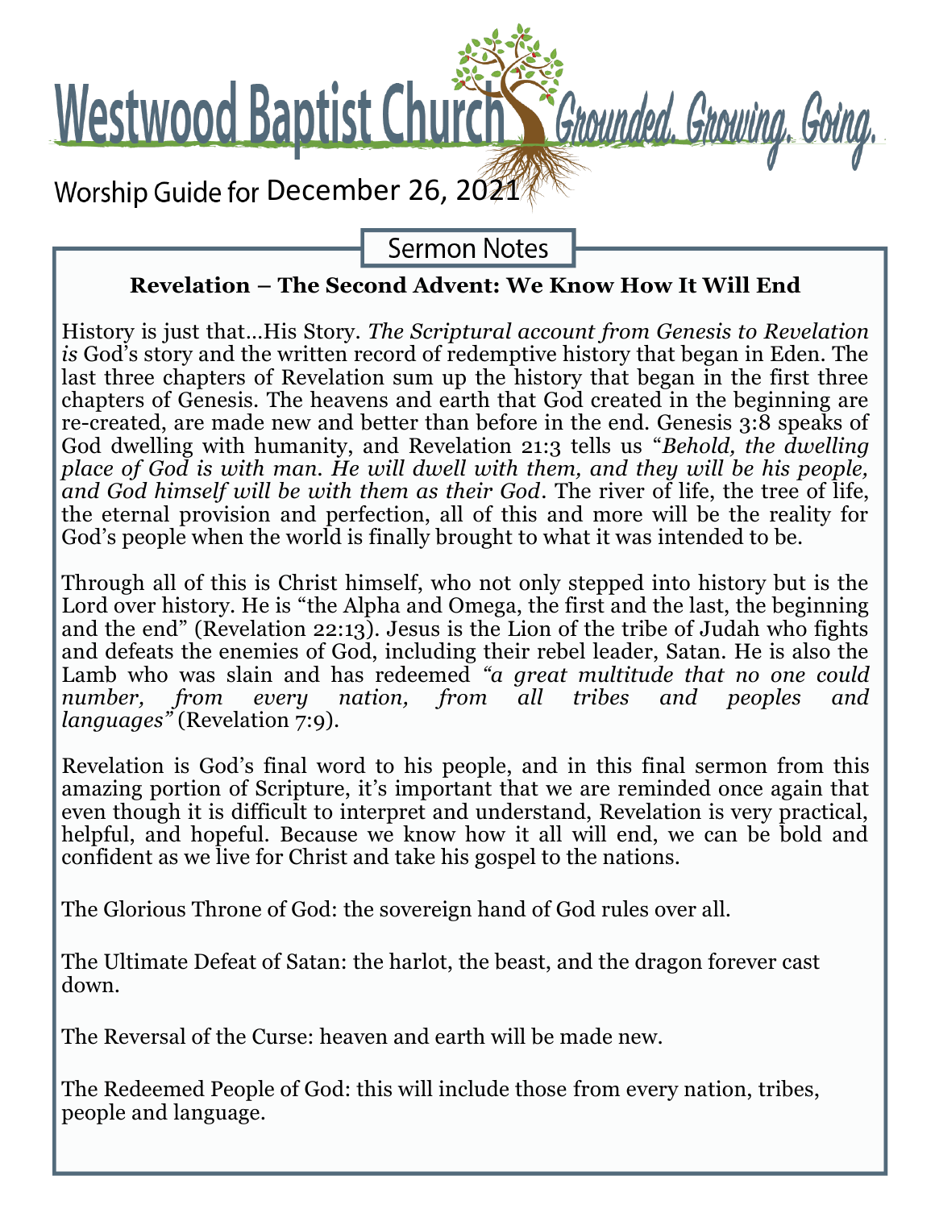# Westwood Baptist Church Grounded. Growing. Going.

Worship Guide for December 26, 2021

## Sermon Notes

**Revelation – The Second Advent: We Know How It Will End**

History is just that…His Story. *The Scriptural account from Genesis to Revelation is* God's story and the written record of redemptive history that began in Eden. The last three chapters of Revelation sum up the history that began in the first three chapters of Genesis. The heavens and earth that God created in the beginning are re-created, are made new and better than before in the end. Genesis 3:8 speaks of God dwelling with humanity, and Revelation 21:3 tells us "*Behold, the dwelling place of God is with man. He will dwell with them, and they will be his people, and God himself will be with them as their God*. The river of life, the tree of life, the eternal provision and perfection, all of this and more will be the reality for God's people when the world is finally brought to what it was intended to be.

Through all of this is Christ himself, who not only stepped into history but is the Lord over history. He is "the Alpha and Omega, the first and the last, the beginning and the end" (Revelation 22:13). Jesus is the Lion of the tribe of Judah who fights and defeats the enemies of God, including their rebel leader, Satan. He is also the Lamb who was slain and has redeemed *"a great multitude that no one could number, from every nation, from all tribes and peoples and languages"* (Revelation 7:9).

Revelation is God's final word to his people, and in this final sermon from this amazing portion of Scripture, it's important that we are reminded once again that even though it is difficult to interpret and understand, Revelation is very practical, helpful, and hopeful. Because we know how it all will end, we can be bold and confident as we live for Christ and take his gospel to the nations.

The Glorious Throne of God: the sovereign hand of God rules over all.

The Ultimate Defeat of Satan: the harlot, the beast, and the dragon forever cast down.

The Reversal of the Curse: heaven and earth will be made new.

The Redeemed People of God: this will include those from every nation, tribes, people and language.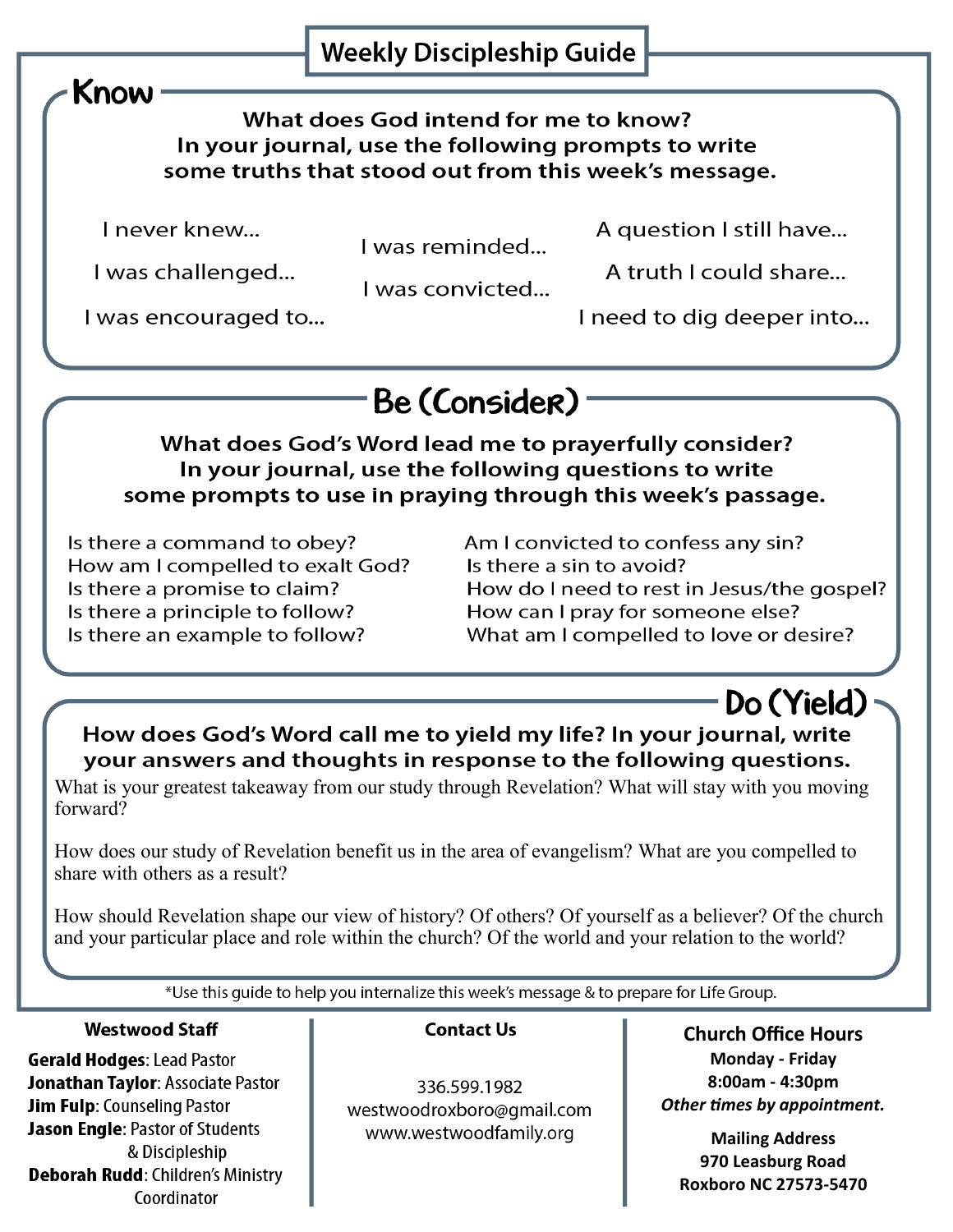# Weekly Discipleship Guide

## Know

**What does God intend for me to know?**
**In your journal, use the following prompts to write some truths that stood out from this week's message.**

- I never knew...
- I was challenged...
- I was encouraged to...
- I was reminded...
- I was convicted...
- A question I still have...
- A truth I could share...
- I need to dig deeper into...

## Be (Consider)

**What does God's Word lead me to prayerfully consider?**
**In your journal, use the following questions to write some prompts to use in praying through this week's passage.**

- Is there a command to obey?
- How am I compelled to exalt God?
- Is there a promise to claim?
- Is there a principle to follow?
- Is there an example to follow?
- Am I convicted to confess any sin?
- Is there a sin to avoid?
- How do I need to rest in Jesus/the gospel?
- How can I pray for someone else?
- What am I compelled to love or desire?

## Do (Yield)

**How does God's Word call me to yield my life? In your journal, write your answers and thoughts in response to the following questions.**

What is your greatest takeaway from our study through Revelation? What will stay with you moving forward?

How does our study of Revelation benefit us in the area of evangelism? What are you compelled to share with others as a result?

How should Revelation shape our view of history? Of others? Of yourself as a believer? Of the church and your particular place and role within the church? Of the world and your relation to the world?

*Use this guide to help you internalize this week's message & to prepare for Life Group.

### Westwood Staff

**Gerald Hodges**: Lead Pastor
**Jonathan Taylor**: Associate Pastor
**Jim Fulp**: Counseling Pastor
**Jason Engle**: Pastor of Students & Discipleship
**Deborah Rudd**: Children's Ministry Coordinator

### Contact Us

336.599.1982
westwoodroxboro@gmail.com
www.westwoodfamily.org

### Church Office Hours

**Monday - Friday**
**8:00am - 4:30pm**
***Other times by appointment.***

**Mailing Address**
**970 Leasburg Road**
**Roxboro NC 27573-5470**